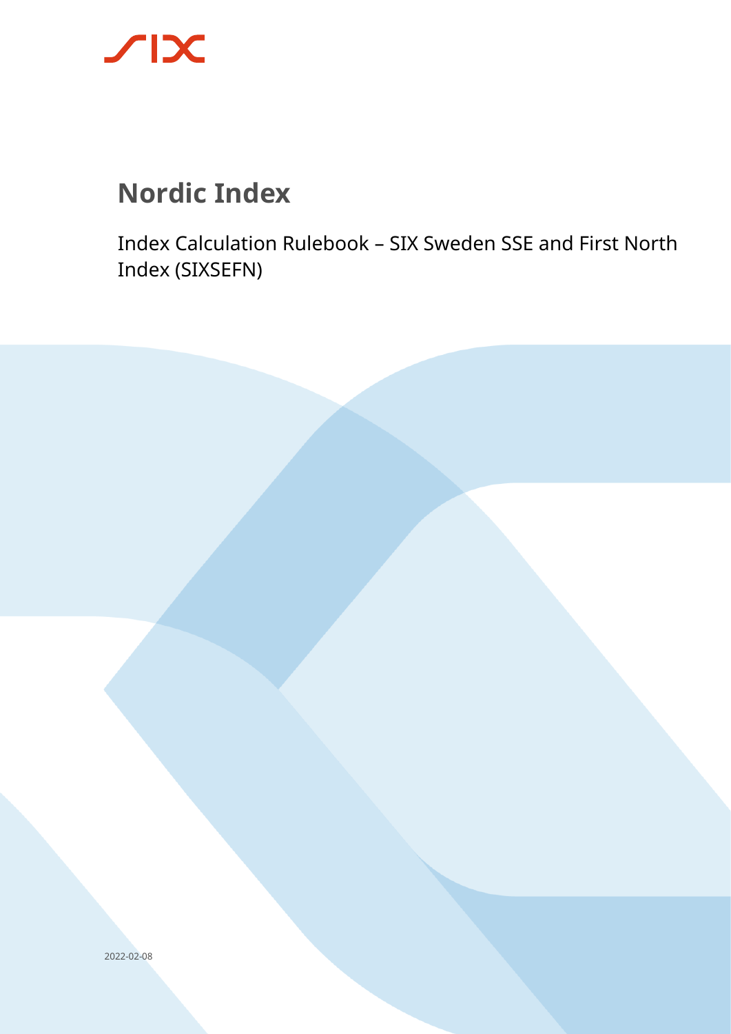# Nordic Index

Index Calculation Rulebook – SIX Sweden SSE and First North Index (SIXSEFN)

2022-02-08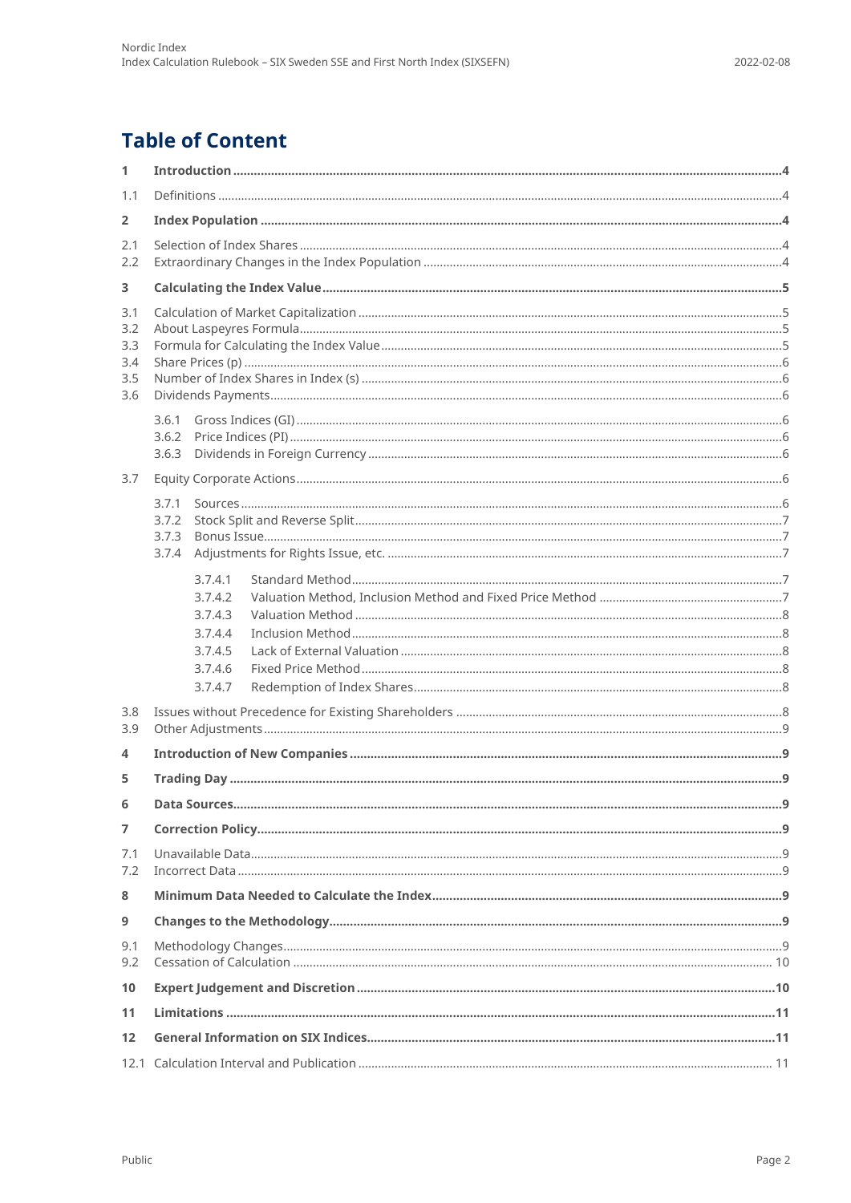# Table of Content

| | | |
|---|---|---|
| **1** | **Introduction** | **4** |
| 1.1 | Definitions | 4 |
| **2** | **Index Population** | **4** |
| 2.1 | Selection of Index Shares | 4 |
| 2.2 | Extraordinary Changes in the Index Population | 4 |
| **3** | **Calculating the Index Value** | **5** |
| 3.1 | Calculation of Market Capitalization | 5 |
| 3.2 | About Laspeyres Formula | 5 |
| 3.3 | Formula for Calculating the Index Value | 5 |
| 3.4 | Share Prices (p) | 6 |
| 3.5 | Number of Index Shares in Index (s) | 6 |
| 3.6 | Dividends Payments | 6 |
| 3.6.1 | Gross Indices (GI) | 6 |
| 3.6.2 | Price Indices (PI) | 6 |
| 3.6.3 | Dividends in Foreign Currency | 6 |
| 3.7 | Equity Corporate Actions | 6 |
| 3.7.1 | Sources | 6 |
| 3.7.2 | Stock Split and Reverse Split | 7 |
| 3.7.3 | Bonus Issue | 7 |
| 3.7.4 | Adjustments for Rights Issue, etc. | 7 |
| 3.7.4.1 | Standard Method | 7 |
| 3.7.4.2 | Valuation Method, Inclusion Method and Fixed Price Method | 7 |
| 3.7.4.3 | Valuation Method | 8 |
| 3.7.4.4 | Inclusion Method | 8 |
| 3.7.4.5 | Lack of External Valuation | 8 |
| 3.7.4.6 | Fixed Price Method | 8 |
| 3.7.4.7 | Redemption of Index Shares | 8 |
| 3.8 | Issues without Precedence for Existing Shareholders | 8 |
| 3.9 | Other Adjustments | 9 |
| **4** | **Introduction of New Companies** | **9** |
| **5** | **Trading Day** | **9** |
| **6** | **Data Sources** | **9** |
| **7** | **Correction Policy** | **9** |
| 7.1 | Unavailable Data | 9 |
| 7.2 | Incorrect Data | 9 |
| **8** | **Minimum Data Needed to Calculate the Index** | **9** |
| **9** | **Changes to the Methodology** | **9** |
| 9.1 | Methodology Changes | 9 |
| 9.2 | Cessation of Calculation | 10 |
| **10** | **Expert Judgement and Discretion** | **10** |
| **11** | **Limitations** | **11** |
| **12** | **General Information on SIX Indices** | **11** |
| 12.1 | Calculation Interval and Publication | 11 |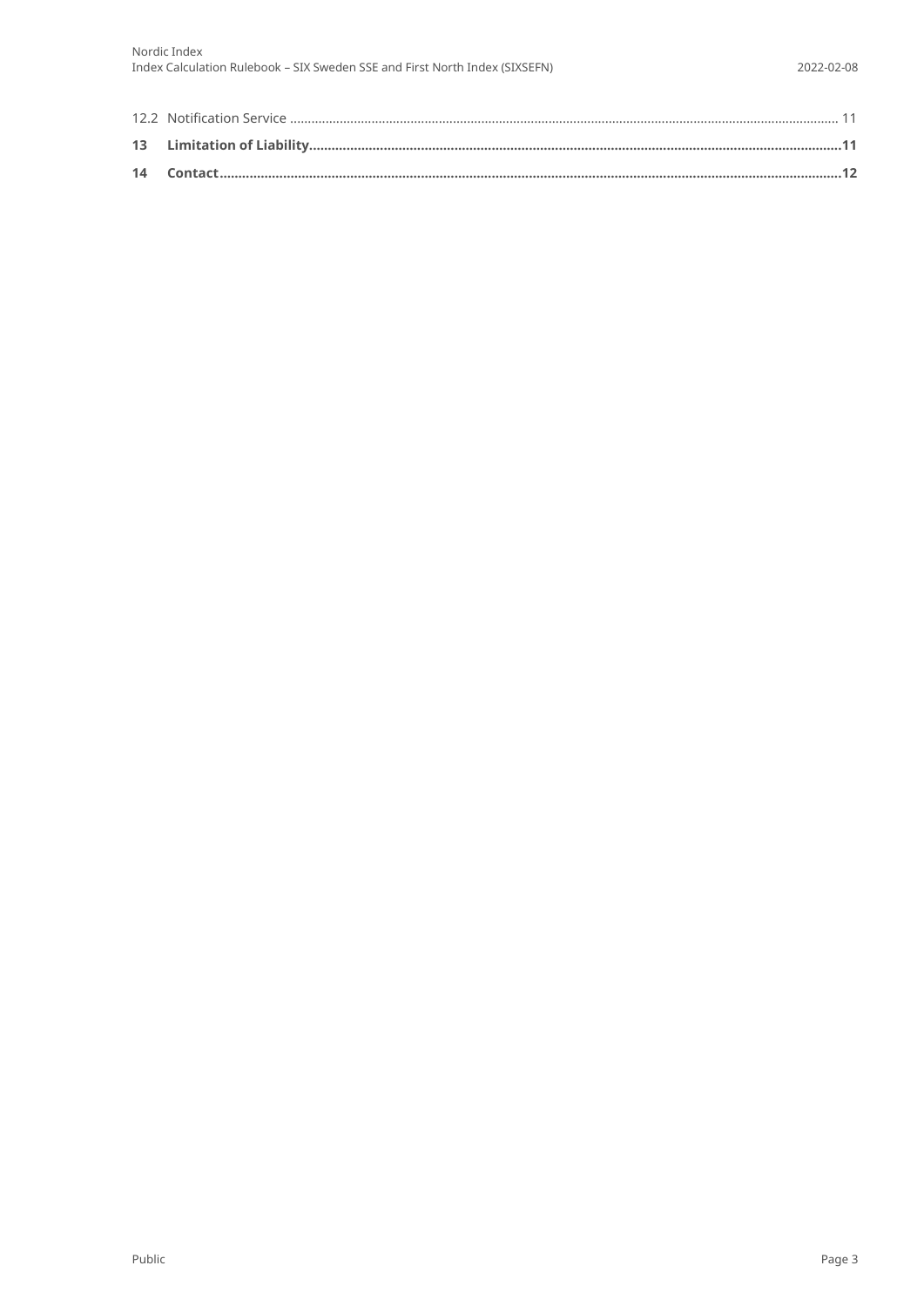12.2 Notification Service ........................................................................................................................................................ 11

**13 Limitation of Liability..............................................................................................................................................11**

**14 Contact......................................................................................................................................................................12**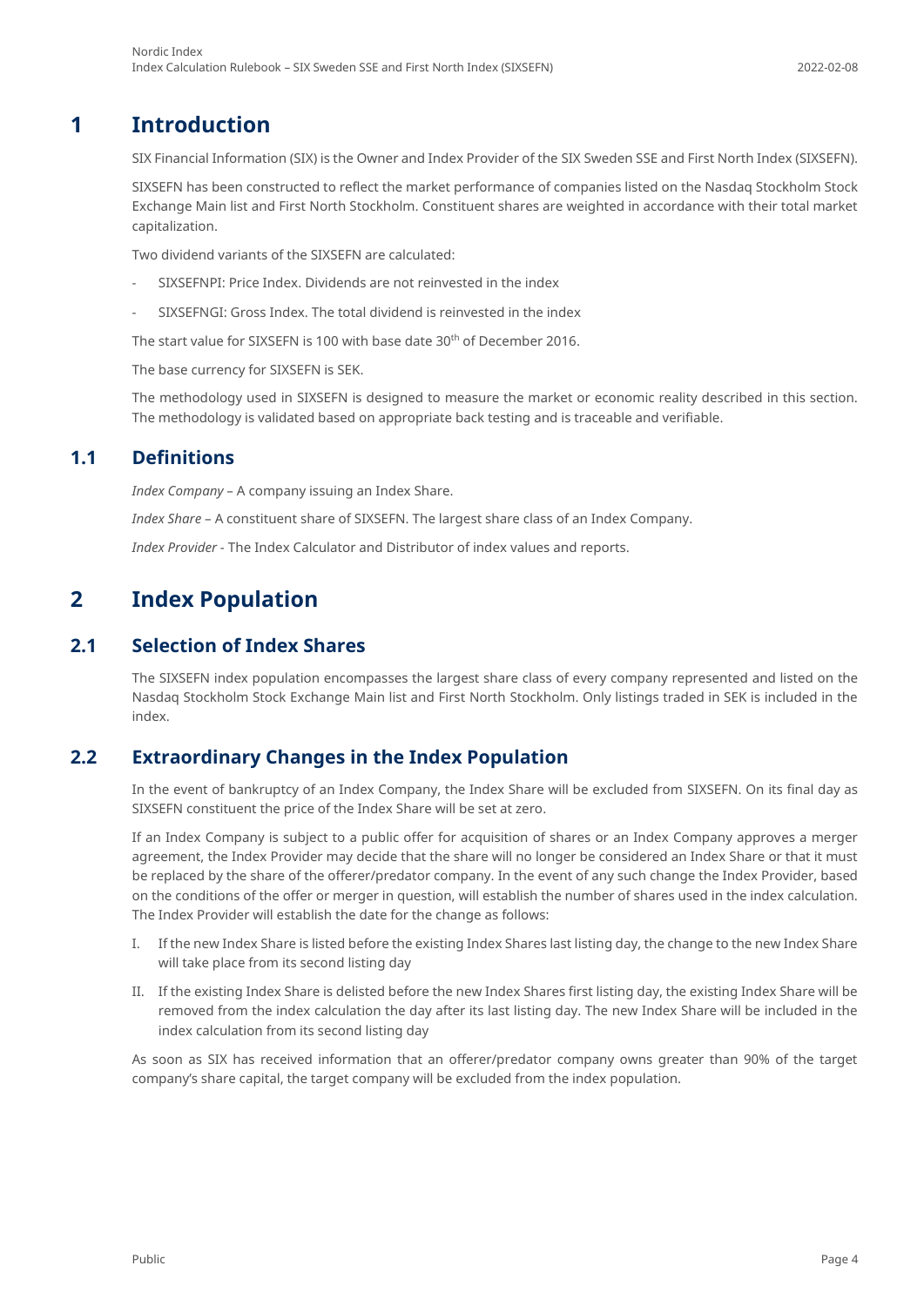# 1 Introduction

SIX Financial Information (SIX) is the Owner and Index Provider of the SIX Sweden SSE and First North Index (SIXSEFN).

SIXSEFN has been constructed to reflect the market performance of companies listed on the Nasdaq Stockholm Stock Exchange Main list and First North Stockholm. Constituent shares are weighted in accordance with their total market capitalization.

Two dividend variants of the SIXSEFN are calculated:

- SIXSEFNPI: Price Index. Dividends are not reinvested in the index
- SIXSEFNGI: Gross Index. The total dividend is reinvested in the index

The start value for SIXSEFN is 100 with base date 30th of December 2016.

The base currency for SIXSEFN is SEK.

The methodology used in SIXSEFN is designed to measure the market or economic reality described in this section. The methodology is validated based on appropriate back testing and is traceable and verifiable.

## 1.1 Definitions

*Index Company* – A company issuing an Index Share.

*Index Share* – A constituent share of SIXSEFN. The largest share class of an Index Company.

*Index Provider* - The Index Calculator and Distributor of index values and reports.

# 2 Index Population

## 2.1 Selection of Index Shares

The SIXSEFN index population encompasses the largest share class of every company represented and listed on the Nasdaq Stockholm Stock Exchange Main list and First North Stockholm. Only listings traded in SEK is included in the index.

## 2.2 Extraordinary Changes in the Index Population

In the event of bankruptcy of an Index Company, the Index Share will be excluded from SIXSEFN. On its final day as SIXSEFN constituent the price of the Index Share will be set at zero.

If an Index Company is subject to a public offer for acquisition of shares or an Index Company approves a merger agreement, the Index Provider may decide that the share will no longer be considered an Index Share or that it must be replaced by the share of the offerer/predator company. In the event of any such change the Index Provider, based on the conditions of the offer or merger in question, will establish the number of shares used in the index calculation. The Index Provider will establish the date for the change as follows:

I. If the new Index Share is listed before the existing Index Shares last listing day, the change to the new Index Share will take place from its second listing day

II. If the existing Index Share is delisted before the new Index Shares first listing day, the existing Index Share will be removed from the index calculation the day after its last listing day. The new Index Share will be included in the index calculation from its second listing day

As soon as SIX has received information that an offerer/predator company owns greater than 90% of the target company's share capital, the target company will be excluded from the index population.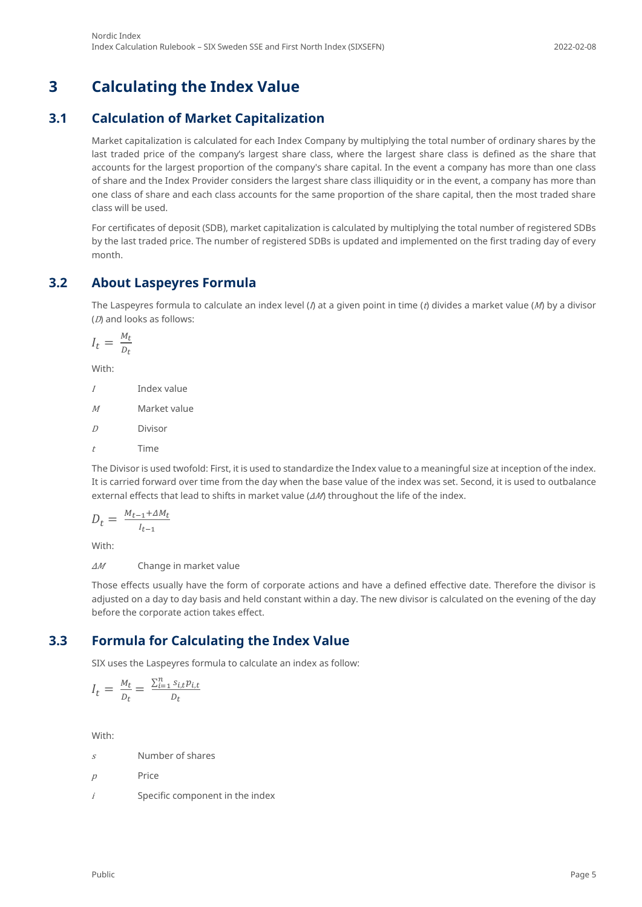# 3 Calculating the Index Value

## 3.1 Calculation of Market Capitalization

Market capitalization is calculated for each Index Company by multiplying the total number of ordinary shares by the last traded price of the company's largest share class, where the largest share class is defined as the share that accounts for the largest proportion of the company's share capital. In the event a company has more than one class of share and the Index Provider considers the largest share class illiquidity or in the event, a company has more than one class of share and each class accounts for the same proportion of the share capital, then the most traded share class will be used.

For certificates of deposit (SDB), market capitalization is calculated by multiplying the total number of registered SDBs by the last traded price. The number of registered SDBs is updated and implemented on the first trading day of every month.

## 3.2 About Laspeyres Formula

The Laspeyres formula to calculate an index level ($I$) at a given point in time ($t$) divides a market value ($M$) by a divisor ($D$) and looks as follows:

$$I_t = \frac{M_t}{D_t}$$

With:

| | |
|---|---|
| $I$ | Index value |
| $M$ | Market value |
| $D$ | Divisor |
| $t$ | Time |

The Divisor is used twofold: First, it is used to standardize the Index value to a meaningful size at inception of the index. It is carried forward over time from the day when the base value of the index was set. Second, it is used to outbalance external effects that lead to shifts in market value ($\Delta M$) throughout the life of the index.

$$D_t = \frac{M_{t-1} + \Delta M_t}{I_{t-1}}$$

With:

| | |
|---|---|
| $\Delta M$ | Change in market value |

Those effects usually have the form of corporate actions and have a defined effective date. Therefore the divisor is adjusted on a day to day basis and held constant within a day. The new divisor is calculated on the evening of the day before the corporate action takes effect.

## 3.3 Formula for Calculating the Index Value

SIX uses the Laspeyres formula to calculate an index as follow:

$$I_t = \frac{M_t}{D_t} = \frac{\sum_{i=1}^{n} s_{i,t} p_{i,t}}{D_t}$$

With:

| | |
|---|---|
| $s$ | Number of shares |
| $p$ | Price |
| $i$ | Specific component in the index |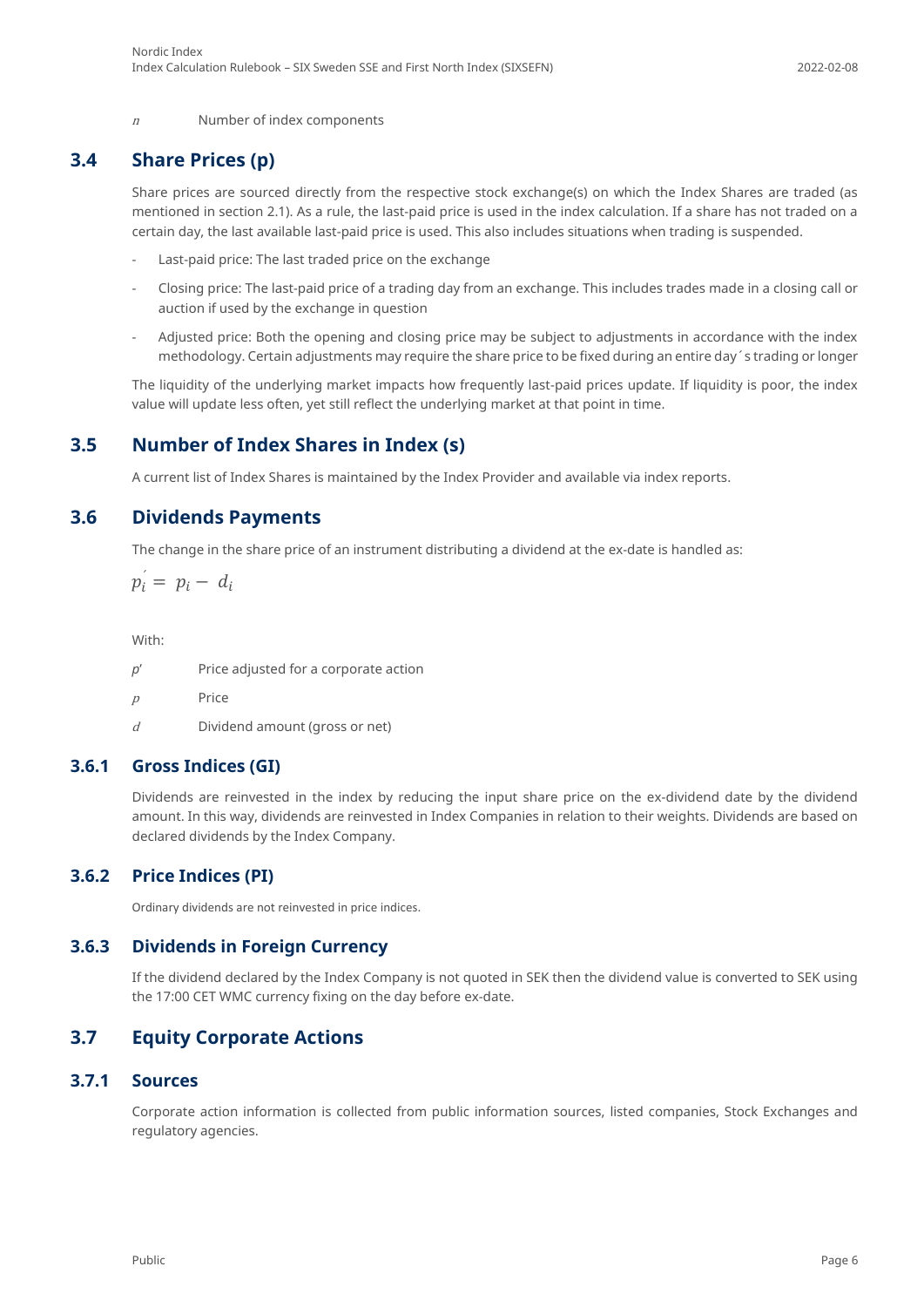$n$ Number of index components

## 3.4 Share Prices (p)

Share prices are sourced directly from the respective stock exchange(s) on which the Index Shares are traded (as mentioned in section 2.1). As a rule, the last-paid price is used in the index calculation. If a share has not traded on a certain day, the last available last-paid price is used. This also includes situations when trading is suspended.

- Last-paid price: The last traded price on the exchange
- Closing price: The last-paid price of a trading day from an exchange. This includes trades made in a closing call or auction if used by the exchange in question
- Adjusted price: Both the opening and closing price may be subject to adjustments in accordance with the index methodology. Certain adjustments may require the share price to be fixed during an entire day´s trading or longer

The liquidity of the underlying market impacts how frequently last-paid prices update. If liquidity is poor, the index value will update less often, yet still reflect the underlying market at that point in time.

## 3.5 Number of Index Shares in Index (s)

A current list of Index Shares is maintained by the Index Provider and available via index reports.

## 3.6 Dividends Payments

The change in the share price of an instrument distributing a dividend at the ex-date is handled as:

$$p_i^{'} = p_i - d_i$$

With:

$p'$ Price adjusted for a corporate action

$p$ Price

$d$ Dividend amount (gross or net)

### 3.6.1 Gross Indices (GI)

Dividends are reinvested in the index by reducing the input share price on the ex-dividend date by the dividend amount. In this way, dividends are reinvested in Index Companies in relation to their weights. Dividends are based on declared dividends by the Index Company.

### 3.6.2 Price Indices (PI)

Ordinary dividends are not reinvested in price indices.

### 3.6.3 Dividends in Foreign Currency

If the dividend declared by the Index Company is not quoted in SEK then the dividend value is converted to SEK using the 17:00 CET WMC currency fixing on the day before ex-date.

## 3.7 Equity Corporate Actions

### 3.7.1 Sources

Corporate action information is collected from public information sources, listed companies, Stock Exchanges and regulatory agencies.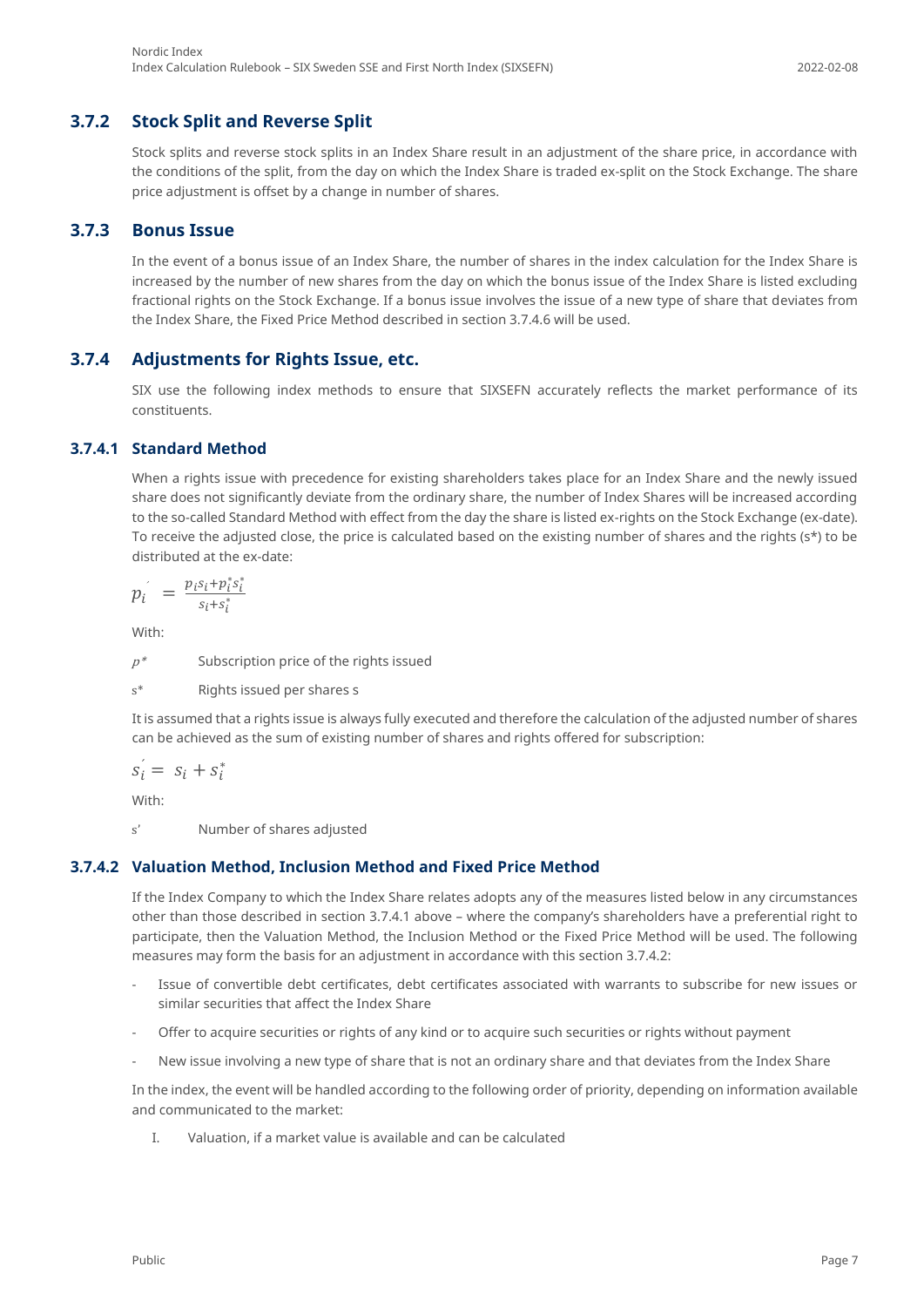### 3.7.2 Stock Split and Reverse Split

Stock splits and reverse stock splits in an Index Share result in an adjustment of the share price, in accordance with the conditions of the split, from the day on which the Index Share is traded ex-split on the Stock Exchange. The share price adjustment is offset by a change in number of shares.

### 3.7.3 Bonus Issue

In the event of a bonus issue of an Index Share, the number of shares in the index calculation for the Index Share is increased by the number of new shares from the day on which the bonus issue of the Index Share is listed excluding fractional rights on the Stock Exchange. If a bonus issue involves the issue of a new type of share that deviates from the Index Share, the Fixed Price Method described in section 3.7.4.6 will be used.

### 3.7.4 Adjustments for Rights Issue, etc.

SIX use the following index methods to ensure that SIXSEFN accurately reflects the market performance of its constituents.

#### 3.7.4.1 Standard Method

When a rights issue with precedence for existing shareholders takes place for an Index Share and the newly issued share does not significantly deviate from the ordinary share, the number of Index Shares will be increased according to the so-called Standard Method with effect from the day the share is listed ex-rights on the Stock Exchange (ex-date). To receive the adjusted close, the price is calculated based on the existing number of shares and the rights (s*) to be distributed at the ex-date:

$$p_i^{'} = \frac{p_i s_i + p_i^* s_i^*}{s_i + s_i^*}$$

With:

$p^*$ Subscription price of the rights issued

$s^*$ Rights issued per shares s

It is assumed that a rights issue is always fully executed and therefore the calculation of the adjusted number of shares can be achieved as the sum of existing number of shares and rights offered for subscription:

$$s_i^{'} = s_i + s_i^*$$

With:

$s'$ Number of shares adjusted

#### 3.7.4.2 Valuation Method, Inclusion Method and Fixed Price Method

If the Index Company to which the Index Share relates adopts any of the measures listed below in any circumstances other than those described in section 3.7.4.1 above – where the company's shareholders have a preferential right to participate, then the Valuation Method, the Inclusion Method or the Fixed Price Method will be used. The following measures may form the basis for an adjustment in accordance with this section 3.7.4.2:

- Issue of convertible debt certificates, debt certificates associated with warrants to subscribe for new issues or similar securities that affect the Index Share
- Offer to acquire securities or rights of any kind or to acquire such securities or rights without payment
- New issue involving a new type of share that is not an ordinary share and that deviates from the Index Share

In the index, the event will be handled according to the following order of priority, depending on information available and communicated to the market:

I. Valuation, if a market value is available and can be calculated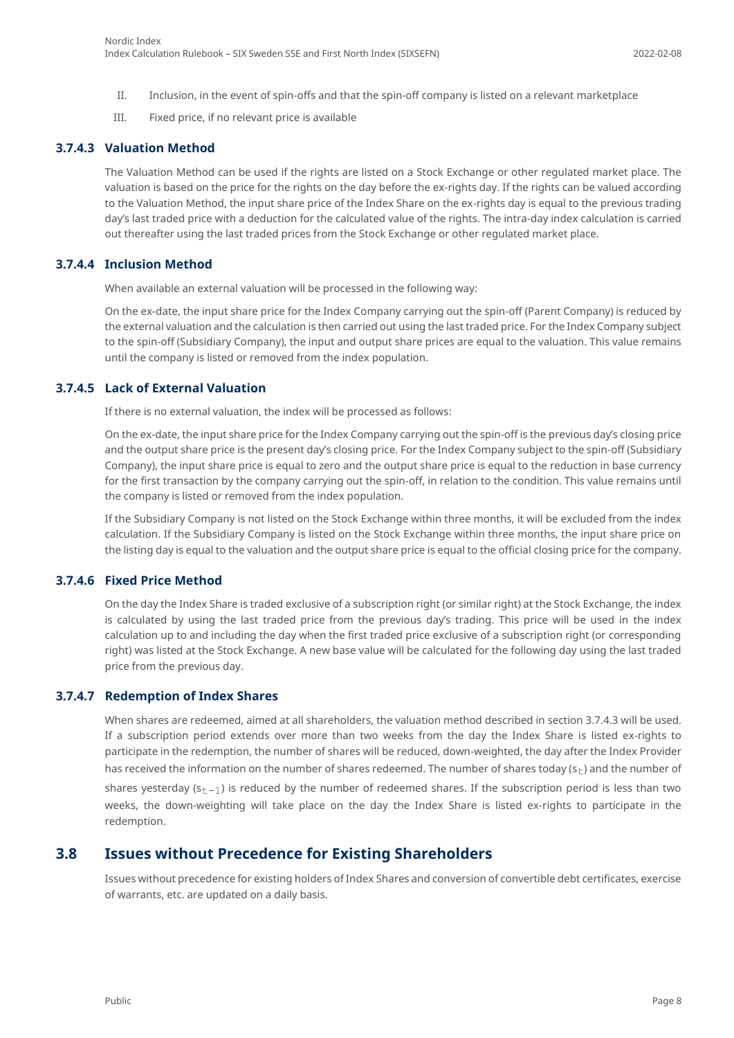II. Inclusion, in the event of spin-offs and that the spin-off company is listed on a relevant marketplace

III. Fixed price, if no relevant price is available

#### 3.7.4.3 Valuation Method

The Valuation Method can be used if the rights are listed on a Stock Exchange or other regulated market place. The valuation is based on the price for the rights on the day before the ex-rights day. If the rights can be valued according to the Valuation Method, the input share price of the Index Share on the ex-rights day is equal to the previous trading day's last traded price with a deduction for the calculated value of the rights. The intra-day index calculation is carried out thereafter using the last traded prices from the Stock Exchange or other regulated market place.

#### 3.7.4.4 Inclusion Method

When available an external valuation will be processed in the following way:

On the ex-date, the input share price for the Index Company carrying out the spin-off (Parent Company) is reduced by the external valuation and the calculation is then carried out using the last traded price. For the Index Company subject to the spin-off (Subsidiary Company), the input and output share prices are equal to the valuation. This value remains until the company is listed or removed from the index population.

#### 3.7.4.5 Lack of External Valuation

If there is no external valuation, the index will be processed as follows:

On the ex-date, the input share price for the Index Company carrying out the spin-off is the previous day's closing price and the output share price is the present day's closing price. For the Index Company subject to the spin-off (Subsidiary Company), the input share price is equal to zero and the output share price is equal to the reduction in base currency for the first transaction by the company carrying out the spin-off, in relation to the condition. This value remains until the company is listed or removed from the index population.

If the Subsidiary Company is not listed on the Stock Exchange within three months, it will be excluded from the index calculation. If the Subsidiary Company is listed on the Stock Exchange within three months, the input share price on the listing day is equal to the valuation and the output share price is equal to the official closing price for the company.

#### 3.7.4.6 Fixed Price Method

On the day the Index Share is traded exclusive of a subscription right (or similar right) at the Stock Exchange, the index is calculated by using the last traded price from the previous day's trading. This price will be used in the index calculation up to and including the day when the first traded price exclusive of a subscription right (or corresponding right) was listed at the Stock Exchange. A new base value will be calculated for the following day using the last traded price from the previous day.

#### 3.7.4.7 Redemption of Index Shares

When shares are redeemed, aimed at all shareholders, the valuation method described in section 3.7.4.3 will be used. If a subscription period extends over more than two weeks from the day the Index Share is listed ex-rights to participate in the redemption, the number of shares will be reduced, down-weighted, the day after the Index Provider has received the information on the number of shares redeemed. The number of shares today ($s_t$) and the number of shares yesterday ($s_{t-1}$) is reduced by the number of redeemed shares. If the subscription period is less than two weeks, the down-weighting will take place on the day the Index Share is listed ex-rights to participate in the redemption.

## 3.8 Issues without Precedence for Existing Shareholders

Issues without precedence for existing holders of Index Shares and conversion of convertible debt certificates, exercise of warrants, etc. are updated on a daily basis.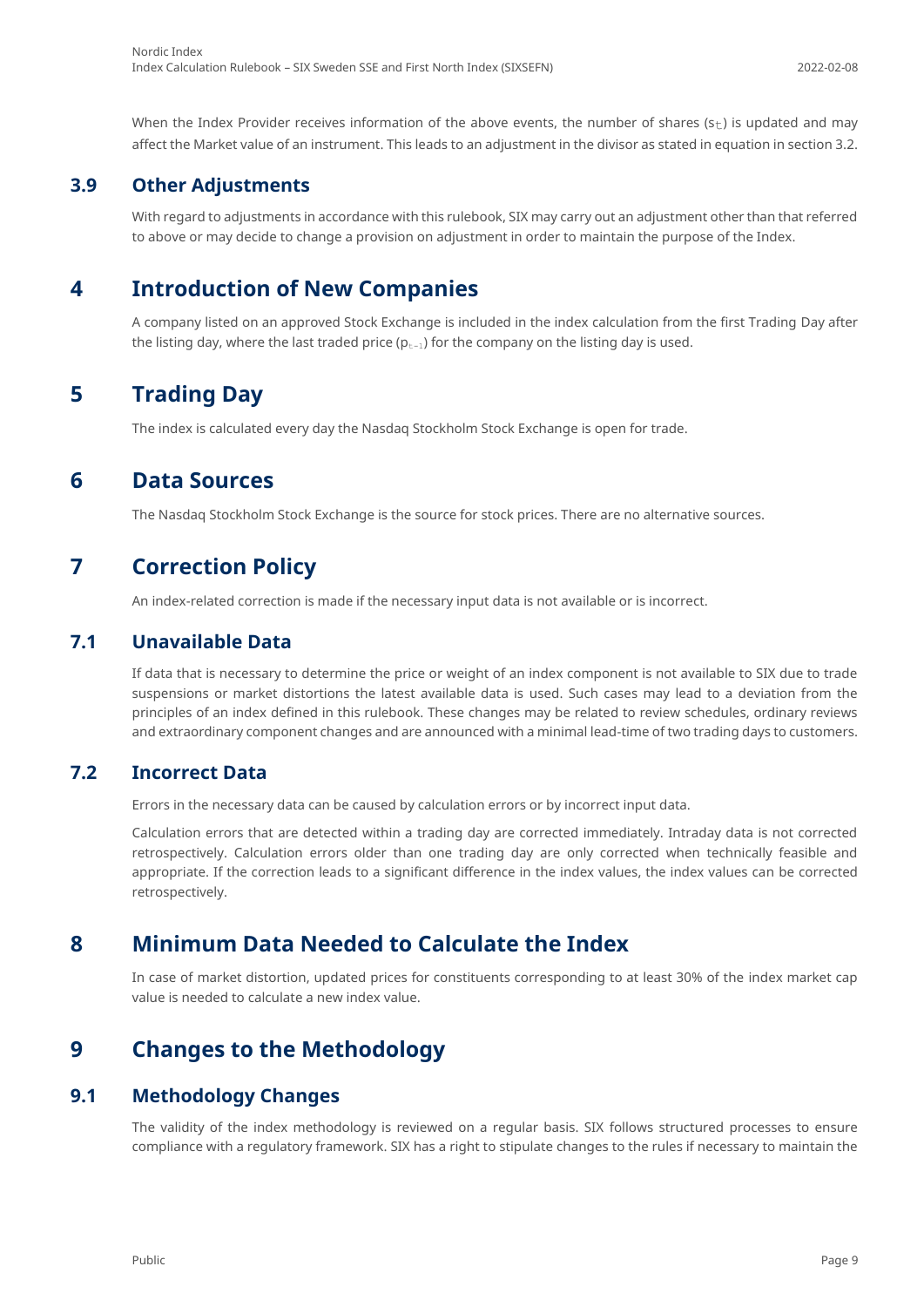When the Index Provider receives information of the above events, the number of shares ($s_t$) is updated and may affect the Market value of an instrument. This leads to an adjustment in the divisor as stated in equation in section 3.2.

### 3.9 Other Adjustments

With regard to adjustments in accordance with this rulebook, SIX may carry out an adjustment other than that referred to above or may decide to change a provision on adjustment in order to maintain the purpose of the Index.

## 4 Introduction of New Companies

A company listed on an approved Stock Exchange is included in the index calculation from the first Trading Day after the listing day, where the last traded price ($p_{t-1}$) for the company on the listing day is used.

## 5 Trading Day

The index is calculated every day the Nasdaq Stockholm Stock Exchange is open for trade.

## 6 Data Sources

The Nasdaq Stockholm Stock Exchange is the source for stock prices. There are no alternative sources.

## 7 Correction Policy

An index-related correction is made if the necessary input data is not available or is incorrect.

### 7.1 Unavailable Data

If data that is necessary to determine the price or weight of an index component is not available to SIX due to trade suspensions or market distortions the latest available data is used. Such cases may lead to a deviation from the principles of an index defined in this rulebook. These changes may be related to review schedules, ordinary reviews and extraordinary component changes and are announced with a minimal lead-time of two trading days to customers.

### 7.2 Incorrect Data

Errors in the necessary data can be caused by calculation errors or by incorrect input data.

Calculation errors that are detected within a trading day are corrected immediately. Intraday data is not corrected retrospectively. Calculation errors older than one trading day are only corrected when technically feasible and appropriate. If the correction leads to a significant difference in the index values, the index values can be corrected retrospectively.

## 8 Minimum Data Needed to Calculate the Index

In case of market distortion, updated prices for constituents corresponding to at least 30% of the index market cap value is needed to calculate a new index value.

## 9 Changes to the Methodology

### 9.1 Methodology Changes

The validity of the index methodology is reviewed on a regular basis. SIX follows structured processes to ensure compliance with a regulatory framework. SIX has a right to stipulate changes to the rules if necessary to maintain the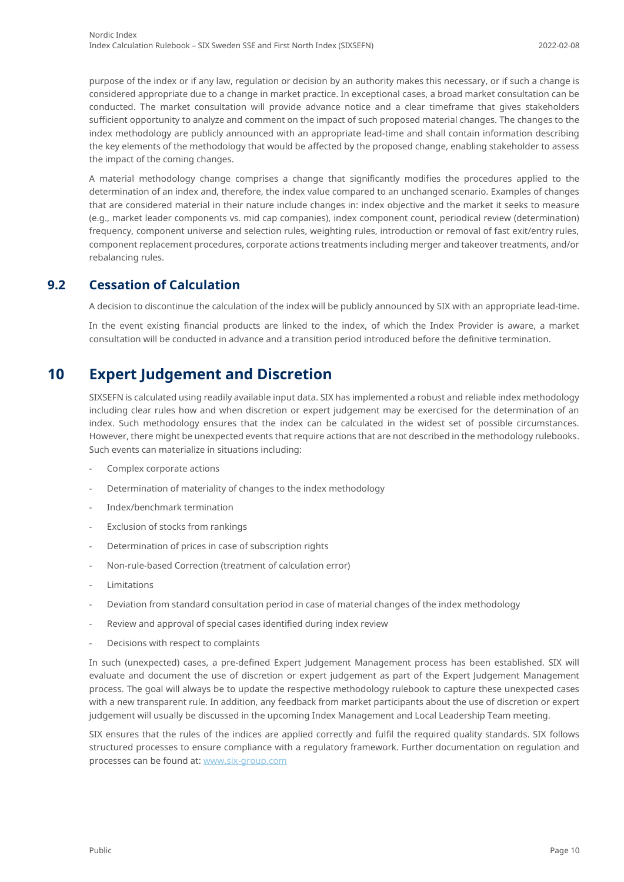purpose of the index or if any law, regulation or decision by an authority makes this necessary, or if such a change is considered appropriate due to a change in market practice. In exceptional cases, a broad market consultation can be conducted. The market consultation will provide advance notice and a clear timeframe that gives stakeholders sufficient opportunity to analyze and comment on the impact of such proposed material changes. The changes to the index methodology are publicly announced with an appropriate lead-time and shall contain information describing the key elements of the methodology that would be affected by the proposed change, enabling stakeholder to assess the impact of the coming changes.

A material methodology change comprises a change that significantly modifies the procedures applied to the determination of an index and, therefore, the index value compared to an unchanged scenario. Examples of changes that are considered material in their nature include changes in: index objective and the market it seeks to measure (e.g., market leader components vs. mid cap companies), index component count, periodical review (determination) frequency, component universe and selection rules, weighting rules, introduction or removal of fast exit/entry rules, component replacement procedures, corporate actions treatments including merger and takeover treatments, and/or rebalancing rules.

## 9.2 Cessation of Calculation

A decision to discontinue the calculation of the index will be publicly announced by SIX with an appropriate lead-time.

In the event existing financial products are linked to the index, of which the Index Provider is aware, a market consultation will be conducted in advance and a transition period introduced before the definitive termination.

# 10 Expert Judgement and Discretion

SIXSEFN is calculated using readily available input data. SIX has implemented a robust and reliable index methodology including clear rules how and when discretion or expert judgement may be exercised for the determination of an index. Such methodology ensures that the index can be calculated in the widest set of possible circumstances. However, there might be unexpected events that require actions that are not described in the methodology rulebooks. Such events can materialize in situations including:

- Complex corporate actions
- Determination of materiality of changes to the index methodology
- Index/benchmark termination
- Exclusion of stocks from rankings
- Determination of prices in case of subscription rights
- Non-rule-based Correction (treatment of calculation error)
- Limitations
- Deviation from standard consultation period in case of material changes of the index methodology
- Review and approval of special cases identified during index review
- Decisions with respect to complaints

In such (unexpected) cases, a pre-defined Expert Judgement Management process has been established. SIX will evaluate and document the use of discretion or expert judgement as part of the Expert Judgement Management process. The goal will always be to update the respective methodology rulebook to capture these unexpected cases with a new transparent rule. In addition, any feedback from market participants about the use of discretion or expert judgement will usually be discussed in the upcoming Index Management and Local Leadership Team meeting.

SIX ensures that the rules of the indices are applied correctly and fulfil the required quality standards. SIX follows structured processes to ensure compliance with a regulatory framework. Further documentation on regulation and processes can be found at: www.six-group.com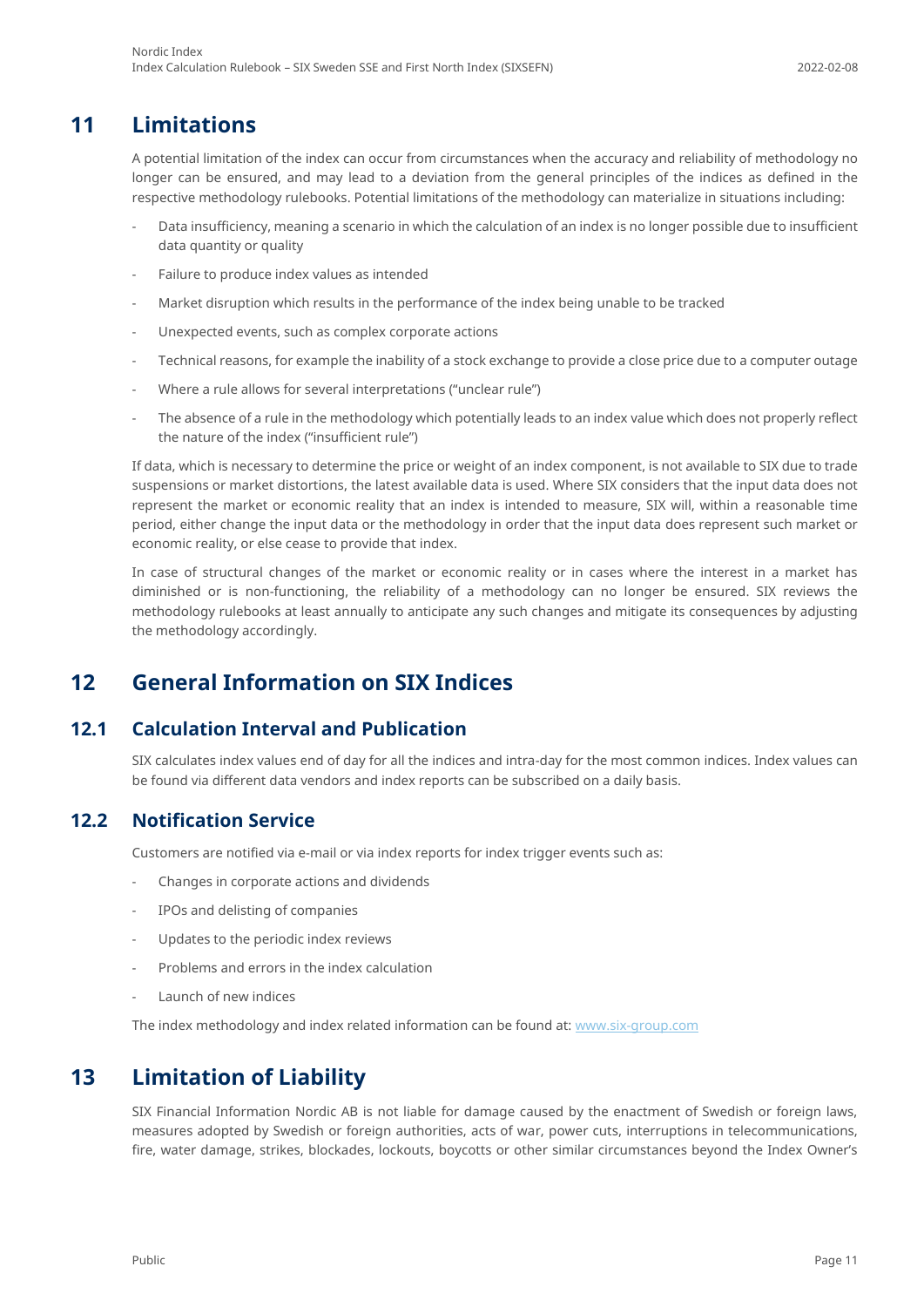# 11 Limitations

A potential limitation of the index can occur from circumstances when the accuracy and reliability of methodology no longer can be ensured, and may lead to a deviation from the general principles of the indices as defined in the respective methodology rulebooks. Potential limitations of the methodology can materialize in situations including:

- Data insufficiency, meaning a scenario in which the calculation of an index is no longer possible due to insufficient data quantity or quality
- Failure to produce index values as intended
- Market disruption which results in the performance of the index being unable to be tracked
- Unexpected events, such as complex corporate actions
- Technical reasons, for example the inability of a stock exchange to provide a close price due to a computer outage
- Where a rule allows for several interpretations ("unclear rule")
- The absence of a rule in the methodology which potentially leads to an index value which does not properly reflect the nature of the index ("insufficient rule")

If data, which is necessary to determine the price or weight of an index component, is not available to SIX due to trade suspensions or market distortions, the latest available data is used. Where SIX considers that the input data does not represent the market or economic reality that an index is intended to measure, SIX will, within a reasonable time period, either change the input data or the methodology in order that the input data does represent such market or economic reality, or else cease to provide that index.

In case of structural changes of the market or economic reality or in cases where the interest in a market has diminished or is non-functioning, the reliability of a methodology can no longer be ensured. SIX reviews the methodology rulebooks at least annually to anticipate any such changes and mitigate its consequences by adjusting the methodology accordingly.

# 12 General Information on SIX Indices

## 12.1 Calculation Interval and Publication

SIX calculates index values end of day for all the indices and intra-day for the most common indices. Index values can be found via different data vendors and index reports can be subscribed on a daily basis.

## 12.2 Notification Service

Customers are notified via e-mail or via index reports for index trigger events such as:

- Changes in corporate actions and dividends
- IPOs and delisting of companies
- Updates to the periodic index reviews
- Problems and errors in the index calculation
- Launch of new indices

The index methodology and index related information can be found at: [www.six-group.com](www.six-group.com)

# 13 Limitation of Liability

SIX Financial Information Nordic AB is not liable for damage caused by the enactment of Swedish or foreign laws, measures adopted by Swedish or foreign authorities, acts of war, power cuts, interruptions in telecommunications, fire, water damage, strikes, blockades, lockouts, boycotts or other similar circumstances beyond the Index Owner's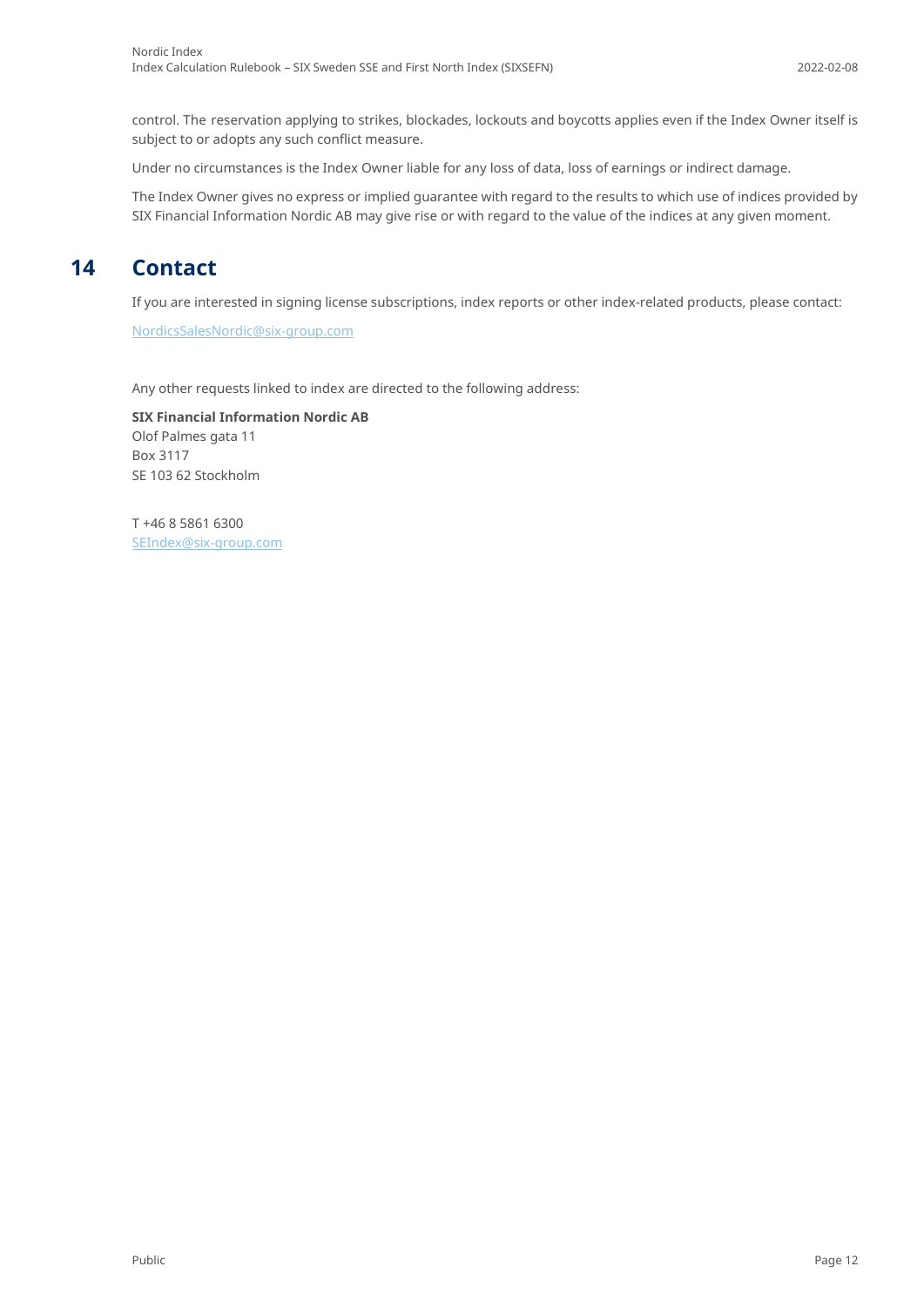control. The reservation applying to strikes, blockades, lockouts and boycotts applies even if the Index Owner itself is subject to or adopts any such conflict measure.

Under no circumstances is the Index Owner liable for any loss of data, loss of earnings or indirect damage.

The Index Owner gives no express or implied guarantee with regard to the results to which use of indices provided by SIX Financial Information Nordic AB may give rise or with regard to the value of the indices at any given moment.

# 14 Contact

If you are interested in signing license subscriptions, index reports or other index-related products, please contact:

NordicsSalesNordic@six-group.com

Any other requests linked to index are directed to the following address:

**SIX Financial Information Nordic AB**
Olof Palmes gata 11
Box 3117
SE 103 62 Stockholm

T +46 8 5861 6300
SEIndex@six-group.com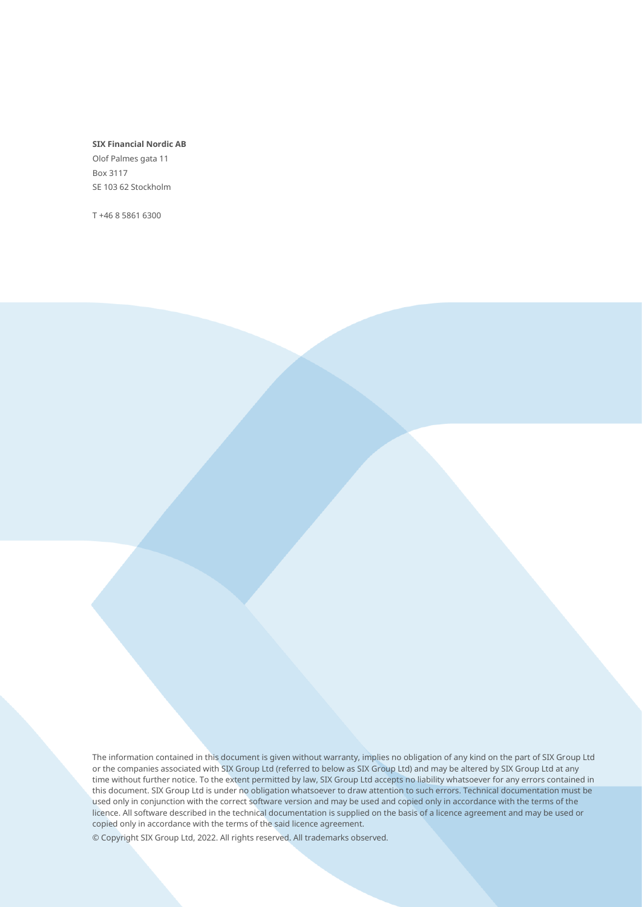**SIX Financial Nordic AB**

Olof Palmes gata 11

Box 3117

SE 103 62 Stockholm

T +46 8 5861 6300

The information contained in this document is given without warranty, implies no obligation of any kind on the part of SIX Group Ltd or the companies associated with SIX Group Ltd (referred to below as SIX Group Ltd) and may be altered by SIX Group Ltd at any time without further notice. To the extent permitted by law, SIX Group Ltd accepts no liability whatsoever for any errors contained in this document. SIX Group Ltd is under no obligation whatsoever to draw attention to such errors. Technical documentation must be used only in conjunction with the correct software version and may be used and copied only in accordance with the terms of the licence. All software described in the technical documentation is supplied on the basis of a licence agreement and may be used or copied only in accordance with the terms of the said licence agreement.

© Copyright SIX Group Ltd, 2022. All rights reserved. All trademarks observed.